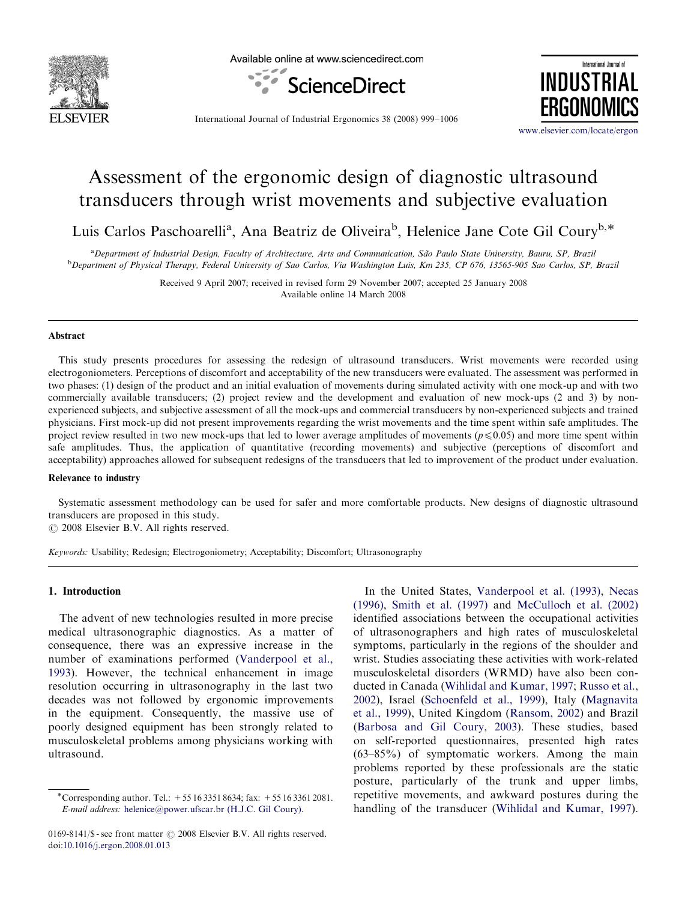# Assessment of the ergonomic design of diagnostic ultrasound transducers through wrist movements and subjective evaluation

Luis Carlos Paschoarelli[a], Ana Beatriz de Oliveira[b], Helenice Jane Cote Gil Coury[b,*]

[a]Department of Industrial Design, Faculty of Architecture, Arts and Communication, São Paulo State University, Bauru, SP, Brazil
[b]Department of Physical Therapy, Federal University of Sao Carlos, Via Washington Luis, Km 235, CP 676, 13565-905 Sao Carlos, SP, Brazil

Received 9 April 2007; received in revised form 29 November 2007; accepted 25 January 2008
Available online 14 March 2008

## Abstract

This study presents procedures for assessing the redesign of ultrasound transducers. Wrist movements were recorded using electrogoniometers. Perceptions of discomfort and acceptability of the new transducers were evaluated. The assessment was performed in two phases: (1) design of the product and an initial evaluation of movements during simulated activity with one mock-up and with two commercially available transducers; (2) project review and the development and evaluation of new mock-ups (2 and 3) by non-experienced subjects, and subjective assessment of all the mock-ups and commercial transducers by non-experienced subjects and trained physicians. First mock-up did not present improvements regarding the wrist movements and the time spent within safe amplitudes. The project review resulted in two new mock-ups that led to lower average amplitudes of movements ($p \leqslant 0.05$) and more time spent within safe amplitudes. Thus, the application of quantitative (recording movements) and subjective (perceptions of discomfort and acceptability) approaches allowed for subsequent redesigns of the transducers that led to improvement of the product under evaluation.

### Relevance to industry

Systematic assessment methodology can be used for safer and more comfortable products. New designs of diagnostic ultrasound transducers are proposed in this study.
© 2008 Elsevier B.V. All rights reserved.

*Keywords:* Usability; Redesign; Electrogoniometry; Acceptability; Discomfort; Ultrasonography

## 1. Introduction

The advent of new technologies resulted in more precise medical ultrasonographic diagnostics. As a matter of consequence, there was an expressive increase in the number of examinations performed (Vanderpool et al., 1993). However, the technical enhancement in image resolution occurring in ultrasonography in the last two decades was not followed by ergonomic improvements in the equipment. Consequently, the massive use of poorly designed equipment has been strongly related to musculoskeletal problems among physicians working with ultrasound.

In the United States, Vanderpool et al. (1993), Necas (1996), Smith et al. (1997) and McCulloch et al. (2002) identified associations between the occupational activities of ultrasonographers and high rates of musculoskeletal symptoms, particularly in the regions of the shoulder and wrist. Studies associating these activities with work-related musculoskeletal disorders (WRMD) have also been conducted in Canada (Wihlidal and Kumar, 1997; Russo et al., 2002), Israel (Schoenfeld et al., 1999), Italy (Magnavita et al., 1999), United Kingdom (Ransom, 2002) and Brazil (Barbosa and Gil Coury, 2003). These studies, based on self-reported questionnaires, presented high rates (63–85%) of symptomatic workers. Among the main problems reported by these professionals are the static posture, particularly of the trunk and upper limbs, repetitive movements, and awkward postures during the handling of the transducer (Wihlidal and Kumar, 1997).

*Corresponding author. Tel.: +55 16 3351 8634; fax: +55 16 3361 2081.
*E-mail address:* helenice@power.ufscar.br (H.J.C. Gil Coury).

0169-8141/$ - see front matter © 2008 Elsevier B.V. All rights reserved.
doi:10.1016/j.ergon.2008.01.013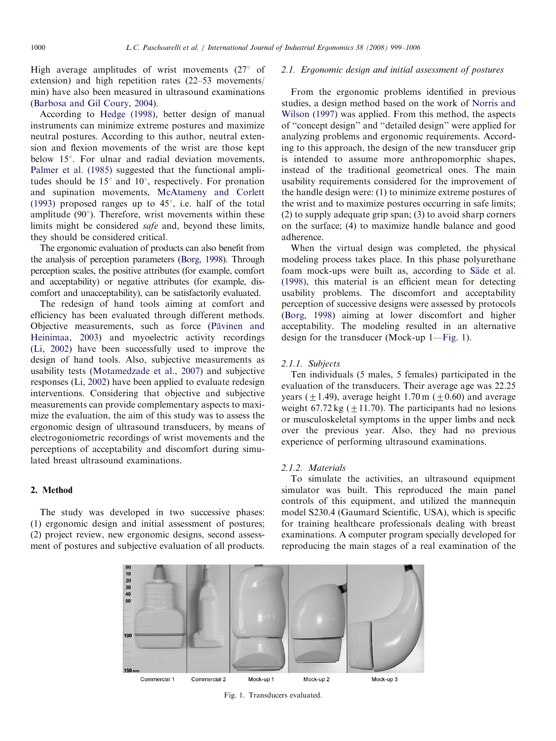High average amplitudes of wrist movements (27° of extension) and high repetition rates (22–53 movements/min) have also been measured in ultrasound examinations (Barbosa and Gil Coury, 2004).

According to Hedge (1998), better design of manual instruments can minimize extreme postures and maximize neutral postures. According to this author, neutral extension and flexion movements of the wrist are those kept below 15°. For ulnar and radial deviation movements, Palmer et al. (1985) suggested that the functional amplitudes should be 15° and 10°, respectively. For pronation and supination movements, McAtameny and Corlett (1993) proposed ranges up to 45°, i.e. half of the total amplitude (90°). Therefore, wrist movements within these limits might be considered *safe* and, beyond these limits, they should be considered critical.

The ergonomic evaluation of products can also benefit from the analysis of perception parameters (Borg, 1998). Through perception scales, the positive attributes (for example, comfort and acceptability) or negative attributes (for example, discomfort and unacceptability), can be satisfactorily evaluated.

The redesign of hand tools aiming at comfort and efficiency has been evaluated through different methods. Objective measurements, such as force (Pävinen and Heinimaa, 2003) and myoelectric activity recordings (Li, 2002) have been successfully used to improve the design of hand tools. Also, subjective measurements as usability tests (Motamedzade et al., 2007) and subjective responses (Li, 2002) have been applied to evaluate redesign interventions. Considering that objective and subjective measurements can provide complementary aspects to maximize the evaluation, the aim of this study was to assess the ergonomic design of ultrasound transducers, by means of electrogoniometric recordings of wrist movements and the perceptions of acceptability and discomfort during simulated breast ultrasound examinations.

## 2. Method

The study was developed in two successive phases: (1) ergonomic design and initial assessment of postures; (2) project review, new ergonomic designs, second assessment of postures and subjective evaluation of all products.

### 2.1. Ergonomic design and initial assessment of postures

From the ergonomic problems identified in previous studies, a design method based on the work of Norris and Wilson (1997) was applied. From this method, the aspects of "concept design" and "detailed design" were applied for analyzing problems and ergonomic requirements. According to this approach, the design of the new transducer grip is intended to assume more anthropomorphic shapes, instead of the traditional geometrical ones. The main usability requirements considered for the improvement of the handle design were: (1) to minimize extreme postures of the wrist and to maximize postures occurring in safe limits; (2) to supply adequate grip span; (3) to avoid sharp corners on the surface; (4) to maximize handle balance and good adherence.

When the virtual design was completed, the physical modeling process takes place. In this phase polyurethane foam mock-ups were built as, according to Säde et al. (1998), this material is an efficient mean for detecting usability problems. The discomfort and acceptability perception of successive designs were assessed by protocols (Borg, 1998) aiming at lower discomfort and higher acceptability. The modeling resulted in an alternative design for the transducer (Mock-up 1—Fig. 1).

#### 2.1.1. Subjects

Ten individuals (5 males, 5 females) participated in the evaluation of the transducers. Their average age was 22.25 years (±1.49), average height 1.70 m (±0.60) and average weight 67.72 kg (±11.70). The participants had no lesions or musculoskeletal symptoms in the upper limbs and neck over the previous year. Also, they had no previous experience of performing ultrasound examinations.

#### 2.1.2. Materials

To simulate the activities, an ultrasound equipment simulator was built. This reproduced the main panel controls of this equipment, and utilized the mannequin model S230.4 (Gaumard Scientific, USA), which is specific for training healthcare professionals dealing with breast examinations. A computer program specially developed for reproducing the main stages of a real examination of the

00
10
20
30
40
50
100
150 mm

Commercial 1 Commercial 2 Mock-up 1 Mock-up 2 Mock-up 3

Fig. 1. Transducers evaluated.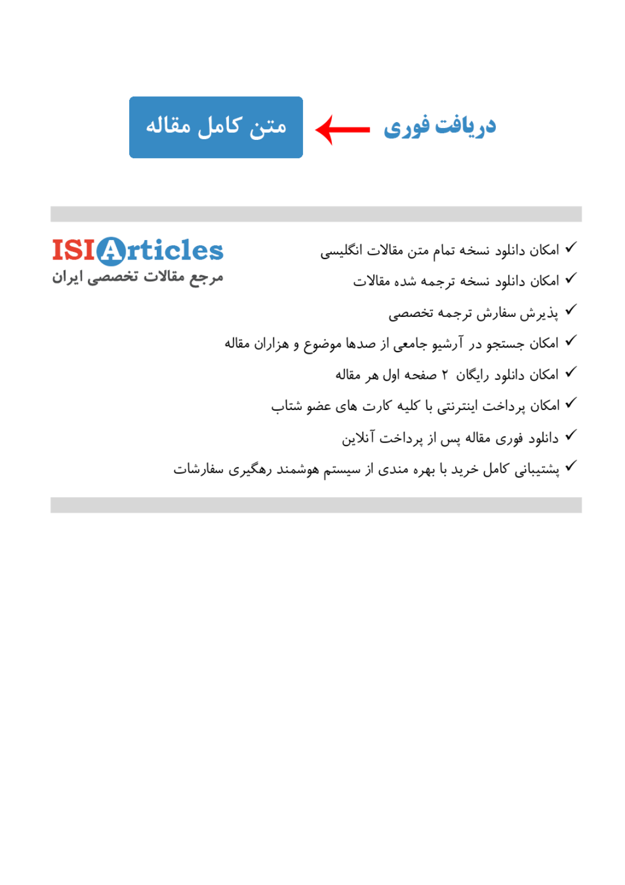دریافت فوری ← **متن کامل مقاله**

**ISIArticles**
مرجع مقالات تخصصی ایران

- ✓ امکان دانلود نسخه تمام متن مقالات انگلیسی
- ✓ امکان دانلود نسخه ترجمه شده مقالات
- ✓ پذیرش سفارش ترجمه تخصصی
- ✓ امکان جستجو در آرشیو جامعی از صدها موضوع و هزاران مقاله
- ✓ امکان دانلود رایگان ۲ صفحه اول هر مقاله
- ✓ امکان پرداخت اینترنتی با کلیه کارت های عضو شتاب
- ✓ دانلود فوری مقاله پس از پرداخت آنلاین
- ✓ پشتیبانی کامل خرید با بهره مندی از سیستم هوشمند رهگیری سفارشات